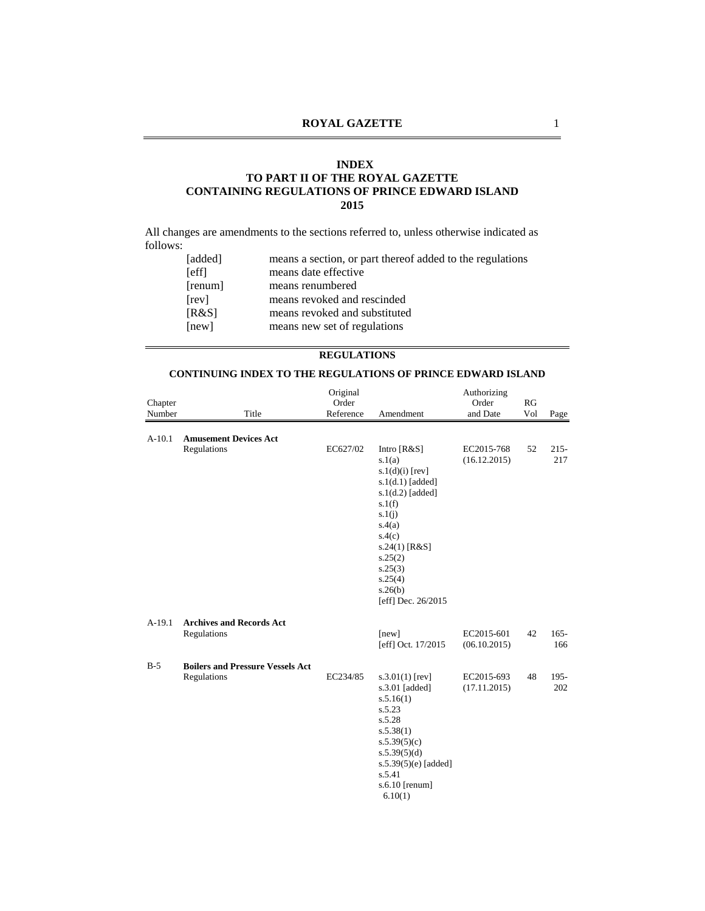# INDEX
## TO PART II OF THE ROYAL GAZETTE
## CONTAINING REGULATIONS OF PRINCE EDWARD ISLAND
## 2015

All changes are amendments to the sections referred to, unless otherwise indicated as follows:

| | |
|---|---|
| [added] | means a section, or part thereof added to the regulations |
| [eff] | means date effective |
| [renum] | means renumbered |
| [rev] | means revoked and rescinded |
| [R&S] | means revoked and substituted |
| [new] | means new set of regulations |

## REGULATIONS

### CONTINUING INDEX TO THE REGULATIONS OF PRINCE EDWARD ISLAND

| Chapter Number | Title | Original Order Reference | Amendment | Authorizing Order and Date | RG Vol | Page |
|---|---|---|---|---|---|---|
| A-10.1 | **Amusement Devices Act** Regulations | EC627/02 | Intro [R&S]<br>s.1(a)<br>s.1(d)(i) [rev]<br>s.1(d.1) [added]<br>s.1(d.2) [added]<br>s.1(f)<br>s.1(j)<br>s.4(a)<br>s.4(c)<br>s.24(1) [R&S]<br>s.25(2)<br>s.25(3)<br>s.25(4)<br>s.26(b)<br>[eff] Dec. 26/2015 | EC2015-768 (16.12.2015) | 52 | 215-217 |
| A-19.1 | **Archives and Records Act** Regulations | | [new]<br>[eff] Oct. 17/2015 | EC2015-601 (06.10.2015) | 42 | 165-166 |
| B-5 | **Boilers and Pressure Vessels Act** Regulations | EC234/85 | s.3.01(1) [rev]<br>s.3.01 [added]<br>s.5.16(1)<br>s.5.23<br>s.5.28<br>s.5.38(1)<br>s.5.39(5)(c)<br>s.5.39(5)(d)<br>s.5.39(5)(e) [added]<br>s.5.41<br>s.6.10 [renum] 6.10(1) | EC2015-693 (17.11.2015) | 48 | 195-202 |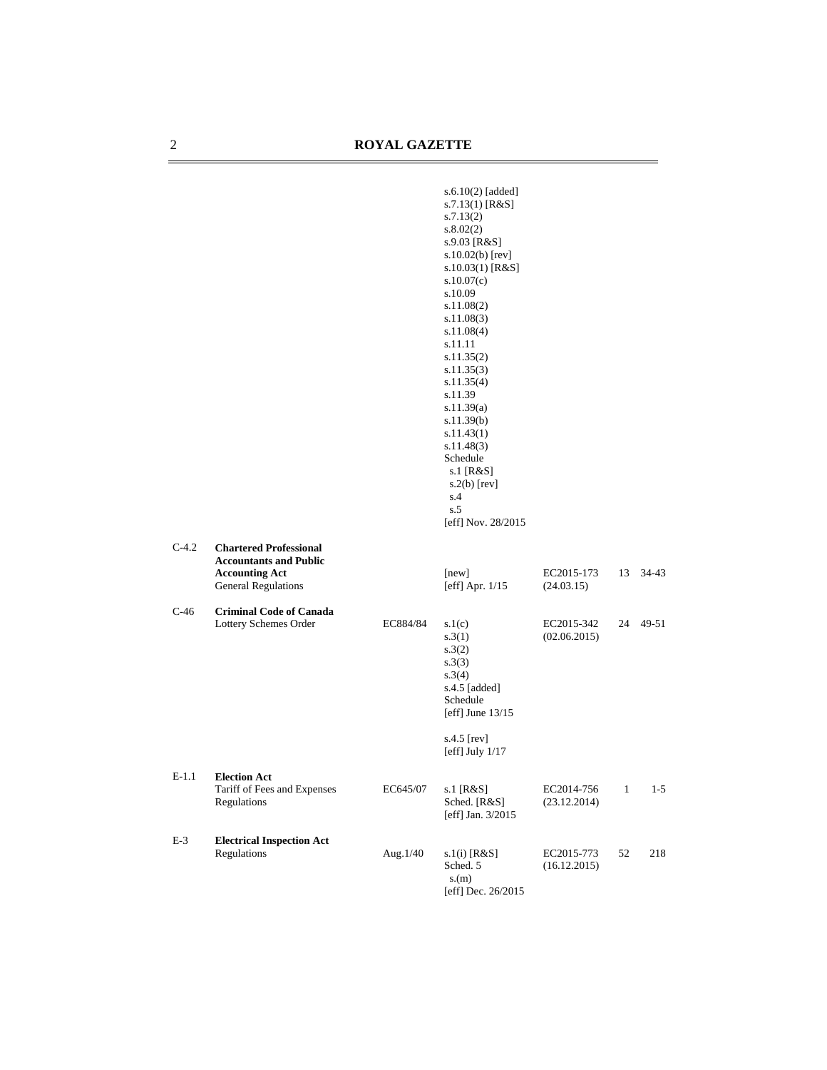| | | | | | | |
|---|---|---|---|---|---|---|
| | | | s.6.10(2) [added]<br>s.7.13(1) [R&S]<br>s.7.13(2)<br>s.8.02(2)<br>s.9.03 [R&S]<br>s.10.02(b) [rev]<br>s.10.03(1) [R&S]<br>s.10.07(c)<br>s.10.09<br>s.11.08(2)<br>s.11.08(3)<br>s.11.08(4)<br>s.11.11<br>s.11.35(2)<br>s.11.35(3)<br>s.11.35(4)<br>s.11.39<br>s.11.39(a)<br>s.11.39(b)<br>s.11.43(1)<br>s.11.48(3)<br>Schedule<br>s.1 [R&S]<br>s.2(b) [rev]<br>s.4<br>s.5<br>[eff] Nov. 28/2015 | | | |
| C-4.2 | **Chartered Professional Accountants and Public Accounting Act**<br>General Regulations | | [new]<br>[eff] Apr. 1/15 | EC2015-173<br>(24.03.15) | 13 | 34-43 |
| C-46 | **Criminal Code of Canada**<br>Lottery Schemes Order | EC884/84 | s.1(c)<br>s.3(1)<br>s.3(2)<br>s.3(3)<br>s.3(4)<br>s.4.5 [added]<br>Schedule<br>[eff] June 13/15<br><br>s.4.5 [rev]<br>[eff] July 1/17 | EC2015-342<br>(02.06.2015) | 24 | 49-51 |
| E-1.1 | **Election Act**<br>Tariff of Fees and Expenses Regulations | EC645/07 | s.1 [R&S]<br>Sched. [R&S]<br>[eff] Jan. 3/2015 | EC2014-756<br>(23.12.2014) | 1 | 1-5 |
| E-3 | **Electrical Inspection Act**<br>Regulations | Aug.1/40 | s.1(i) [R&S]<br>Sched. 5<br>s.(m)<br>[eff] Dec. 26/2015 | EC2015-773<br>(16.12.2015) | 52 | 218 |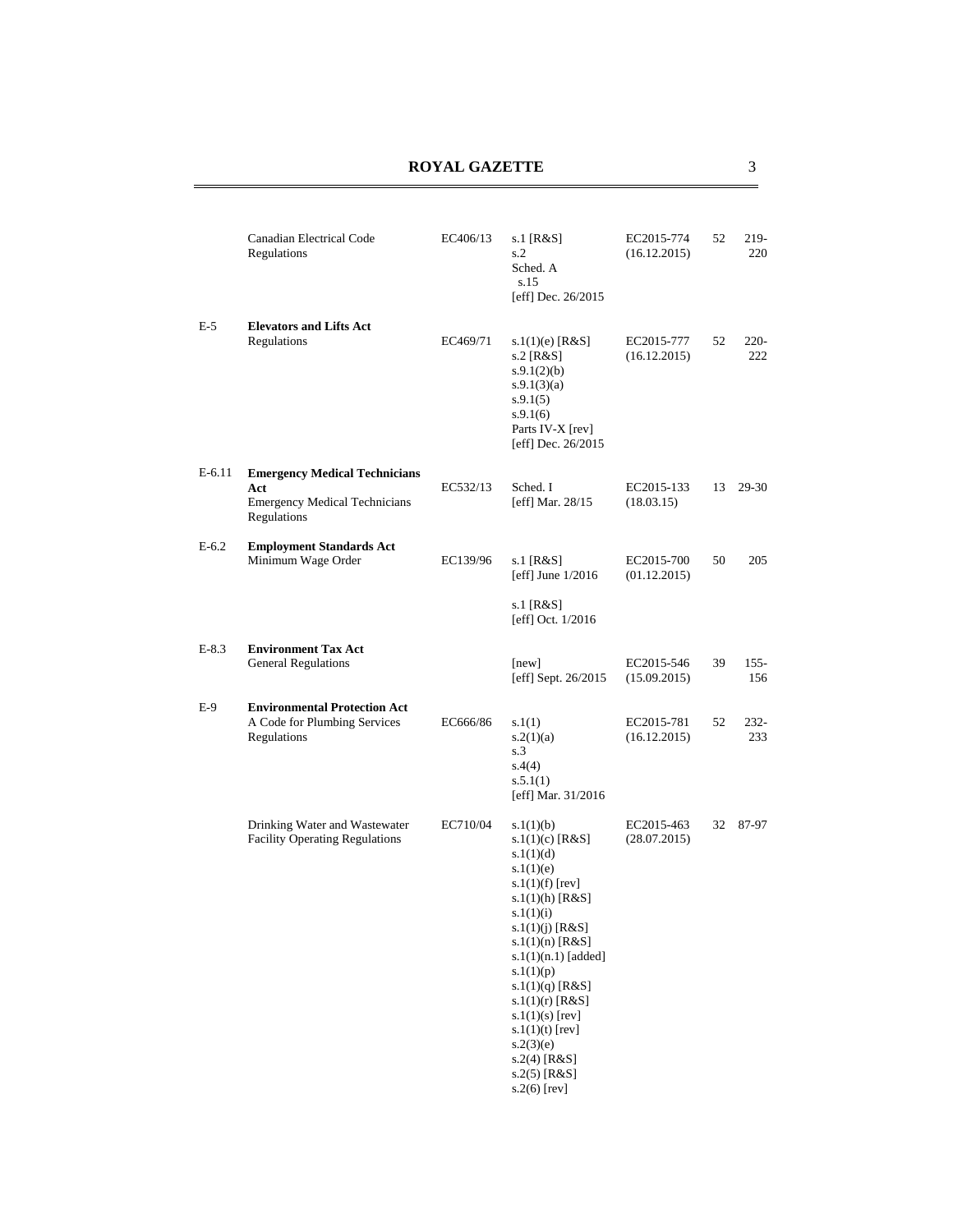| | | | | | | |
|---|---|---|---|---|---|---|
| | Canadian Electrical Code Regulations | EC406/13 | s.1 [R&S]<br>s.2<br>Sched. A<br>s.15<br>[eff] Dec. 26/2015 | EC2015-774<br>(16.12.2015) | 52 | 219-220 |
| E-5 | **Elevators and Lifts Act**<br>Regulations | EC469/71 | s.1(1)(e) [R&S]<br>s.2 [R&S]<br>s.9.1(2)(b)<br>s.9.1(3)(a)<br>s.9.1(5)<br>s.9.1(6)<br>Parts IV-X [rev]<br>[eff] Dec. 26/2015 | EC2015-777<br>(16.12.2015) | 52 | 220-222 |
| E-6.11 | **Emergency Medical Technicians Act**<br>Emergency Medical Technicians Regulations | EC532/13 | Sched. I<br>[eff] Mar. 28/15 | EC2015-133<br>(18.03.15) | 13 | 29-30 |
| E-6.2 | **Employment Standards Act**<br>Minimum Wage Order | EC139/96 | s.1 [R&S]<br>[eff] June 1/2016<br><br>s.1 [R&S]<br>[eff] Oct. 1/2016 | EC2015-700<br>(01.12.2015) | 50 | 205 |
| E-8.3 | **Environment Tax Act**<br>General Regulations | | [new]<br>[eff] Sept. 26/2015 | EC2015-546<br>(15.09.2015) | 39 | 155-156 |
| E-9 | **Environmental Protection Act**<br>A Code for Plumbing Services Regulations | EC666/86 | s.1(1)<br>s.2(1)(a)<br>s.3<br>s.4(4)<br>s.5.1(1)<br>[eff] Mar. 31/2016 | EC2015-781<br>(16.12.2015) | 52 | 232-233 |
| | Drinking Water and Wastewater Facility Operating Regulations | EC710/04 | s.1(1)(b)<br>s.1(1)(c) [R&S]<br>s.1(1)(d)<br>s.1(1)(e)<br>s.1(1)(f) [rev]<br>s.1(1)(h) [R&S]<br>s.1(1)(i)<br>s.1(1)(j) [R&S]<br>s.1(1)(n) [R&S]<br>s.1(1)(n.1) [added]<br>s.1(1)(p)<br>s.1(1)(q) [R&S]<br>s.1(1)(r) [R&S]<br>s.1(1)(s) [rev]<br>s.1(1)(t) [rev]<br>s.2(3)(e)<br>s.2(4) [R&S]<br>s.2(5) [R&S]<br>s.2(6) [rev] | EC2015-463<br>(28.07.2015) | 32 | 87-97 |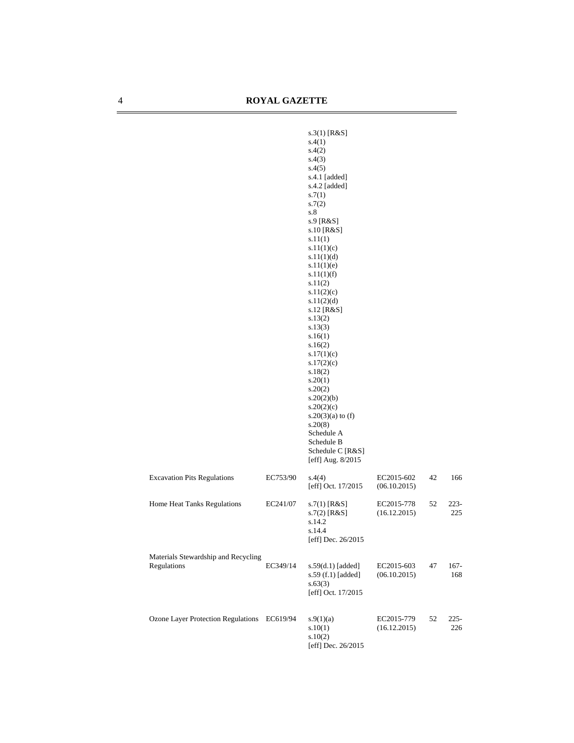| | | | | | |
|---|---|---|---|---|---|
| | | s.3(1) [R&S]<br>s.4(1)<br>s.4(2)<br>s.4(3)<br>s.4(5)<br>s.4.1 [added]<br>s.4.2 [added]<br>s.7(1)<br>s.7(2)<br>s.8<br>s.9 [R&S]<br>s.10 [R&S]<br>s.11(1)<br>s.11(1)(c)<br>s.11(1)(d)<br>s.11(1)(e)<br>s.11(1)(f)<br>s.11(2)<br>s.11(2)(c)<br>s.11(2)(d)<br>s.12 [R&S]<br>s.13(2)<br>s.13(3)<br>s.16(1)<br>s.16(2)<br>s.17(1)(c)<br>s.17(2)(c)<br>s.18(2)<br>s.20(1)<br>s.20(2)<br>s.20(2)(b)<br>s.20(2)(c)<br>s.20(3)(a) to (f)<br>s.20(8)<br>Schedule A<br>Schedule B<br>Schedule C [R&S]<br>[eff] Aug. 8/2015 | | | |
| Excavation Pits Regulations | EC753/90 | s.4(4)<br>[eff] Oct. 17/2015 | EC2015-602<br>(06.10.2015) | 42 | 166 |
| Home Heat Tanks Regulations | EC241/07 | s.7(1) [R&S]<br>s.7(2) [R&S]<br>s.14.2<br>s.14.4<br>[eff] Dec. 26/2015 | EC2015-778<br>(16.12.2015) | 52 | 223-225 |
| Materials Stewardship and Recycling Regulations | EC349/14 | s.59(d.1) [added]<br>s.59 (f.1) [added]<br>s.63(3)<br>[eff] Oct. 17/2015 | EC2015-603<br>(06.10.2015) | 47 | 167-168 |
| Ozone Layer Protection Regulations | EC619/94 | s.9(1)(a)<br>s.10(1)<br>s.10(2)<br>[eff] Dec. 26/2015 | EC2015-779<br>(16.12.2015) | 52 | 225-226 |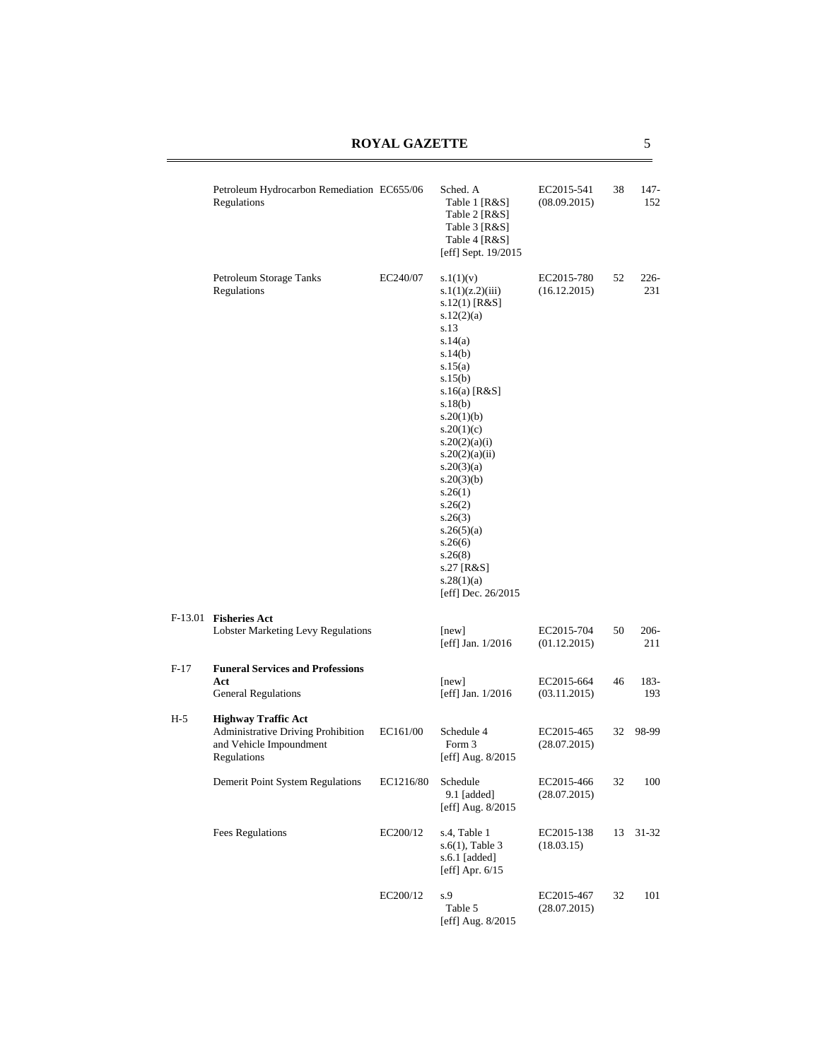| | | | | | | |
|---|---|---|---|---|---|---|
| | Petroleum Hydrocarbon Remediation Regulations | EC655/06 | Sched. A<br>Table 1 [R&S]<br>Table 2 [R&S]<br>Table 3 [R&S]<br>Table 4 [R&S]<br>[eff] Sept. 19/2015 | EC2015-541<br>(08.09.2015) | 38 | 147-152 |
| | Petroleum Storage Tanks Regulations | EC240/07 | s.1(1)(v)<br>s.1(1)(z.2)(iii)<br>s.12(1) [R&S]<br>s.12(2)(a)<br>s.13<br>s.14(a)<br>s.14(b)<br>s.15(a)<br>s.15(b)<br>s.16(a) [R&S]<br>s.18(b)<br>s.20(1)(b)<br>s.20(1)(c)<br>s.20(2)(a)(i)<br>s.20(2)(a)(ii)<br>s.20(3)(a)<br>s.20(3)(b)<br>s.26(1)<br>s.26(2)<br>s.26(3)<br>s.26(5)(a)<br>s.26(6)<br>s.26(8)<br>s.27 [R&S]<br>s.28(1)(a)<br>[eff] Dec. 26/2015 | EC2015-780<br>(16.12.2015) | 52 | 226-231 |
| F-13.01 | **Fisheries Act**<br>Lobster Marketing Levy Regulations | | [new]<br>[eff] Jan. 1/2016 | EC2015-704<br>(01.12.2015) | 50 | 206-211 |
| F-17 | **Funeral Services and Professions Act**<br>General Regulations | | [new]<br>[eff] Jan. 1/2016 | EC2015-664<br>(03.11.2015) | 46 | 183-193 |
| H-5 | **Highway Traffic Act**<br>Administrative Driving Prohibition and Vehicle Impoundment Regulations | EC161/00 | Schedule 4<br>Form 3<br>[eff] Aug. 8/2015 | EC2015-465<br>(28.07.2015) | 32 | 98-99 |
| | Demerit Point System Regulations | EC1216/80 | Schedule<br>9.1 [added]<br>[eff] Aug. 8/2015 | EC2015-466<br>(28.07.2015) | 32 | 100 |
| | Fees Regulations | EC200/12 | s.4, Table 1<br>s.6(1), Table 3<br>s.6.1 [added]<br>[eff] Apr. 6/15 | EC2015-138<br>(18.03.15) | 13 | 31-32 |
| | | EC200/12 | s.9<br>Table 5<br>[eff] Aug. 8/2015 | EC2015-467<br>(28.07.2015) | 32 | 101 |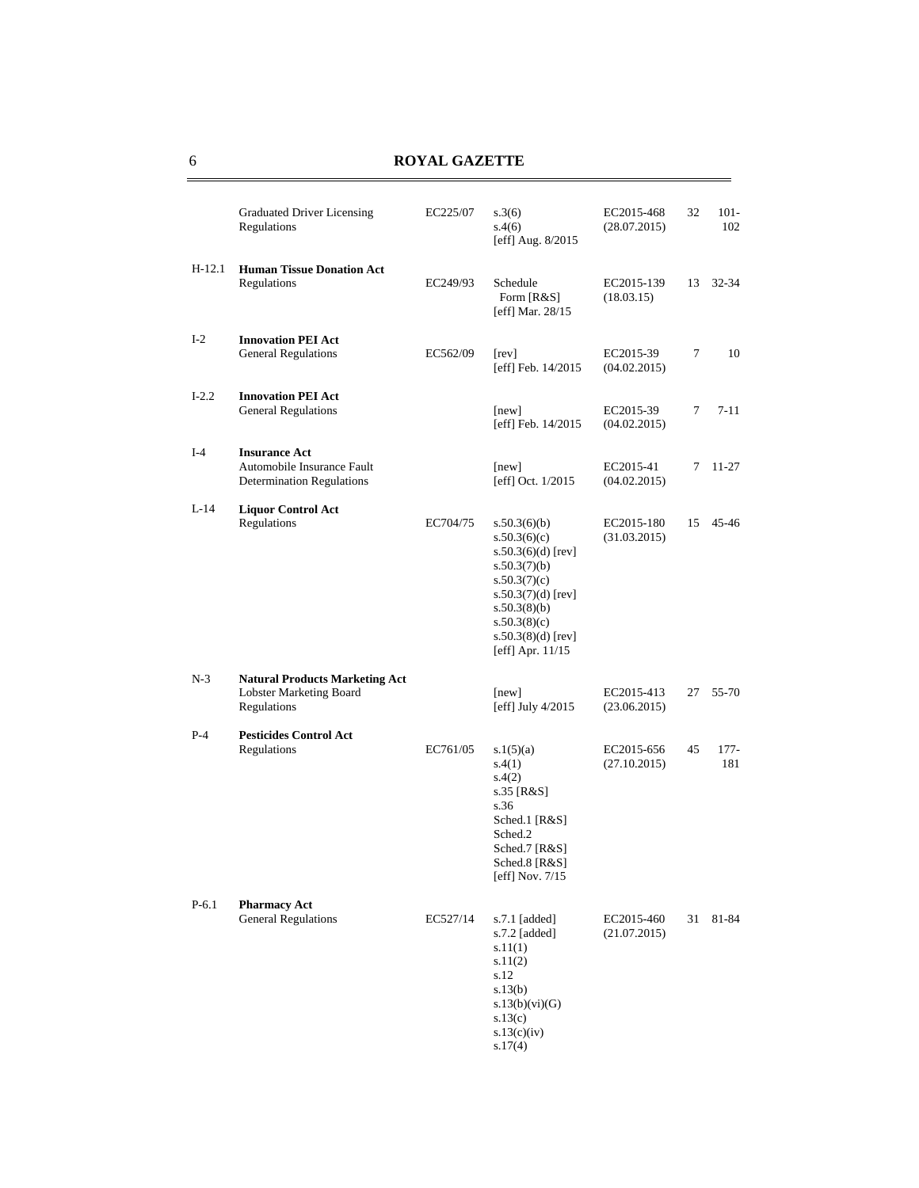| | | | | | | |
|---|---|---|---|---|---|---|
| | Graduated Driver Licensing Regulations | EC225/07 | s.3(6)<br>s.4(6)<br>[eff] Aug. 8/2015 | EC2015-468<br>(28.07.2015) | 32 | 101-102 |
| H-12.1 | **Human Tissue Donation Act**<br>Regulations | EC249/93 | Schedule<br>Form [R&S]<br>[eff] Mar. 28/15 | EC2015-139<br>(18.03.15) | 13 | 32-34 |
| I-2 | **Innovation PEI Act**<br>General Regulations | EC562/09 | [rev]<br>[eff] Feb. 14/2015 | EC2015-39<br>(04.02.2015) | 7 | 10 |
| I-2.2 | **Innovation PEI Act**<br>General Regulations | | [new]<br>[eff] Feb. 14/2015 | EC2015-39<br>(04.02.2015) | 7 | 7-11 |
| I-4 | **Insurance Act**<br>Automobile Insurance Fault Determination Regulations | | [new]<br>[eff] Oct. 1/2015 | EC2015-41<br>(04.02.2015) | 7 | 11-27 |
| L-14 | **Liquor Control Act**<br>Regulations | EC704/75 | s.50.3(6)(b)<br>s.50.3(6)(c)<br>s.50.3(6)(d) [rev]<br>s.50.3(7)(b)<br>s.50.3(7)(c)<br>s.50.3(7)(d) [rev]<br>s.50.3(8)(b)<br>s.50.3(8)(c)<br>s.50.3(8)(d) [rev]<br>[eff] Apr. 11/15 | EC2015-180<br>(31.03.2015) | 15 | 45-46 |
| N-3 | **Natural Products Marketing Act**<br>Lobster Marketing Board Regulations | | [new]<br>[eff] July 4/2015 | EC2015-413<br>(23.06.2015) | 27 | 55-70 |
| P-4 | **Pesticides Control Act**<br>Regulations | EC761/05 | s.1(5)(a)<br>s.4(1)<br>s.4(2)<br>s.35 [R&S]<br>s.36<br>Sched.1 [R&S]<br>Sched.2<br>Sched.7 [R&S]<br>Sched.8 [R&S]<br>[eff] Nov. 7/15 | EC2015-656<br>(27.10.2015) | 45 | 177-181 |
| P-6.1 | **Pharmacy Act**<br>General Regulations | EC527/14 | s.7.1 [added]<br>s.7.2 [added]<br>s.11(1)<br>s.11(2)<br>s.12<br>s.13(b)<br>s.13(b)(vi)(G)<br>s.13(c)<br>s.13(c)(iv)<br>s.17(4) | EC2015-460<br>(21.07.2015) | 31 | 81-84 |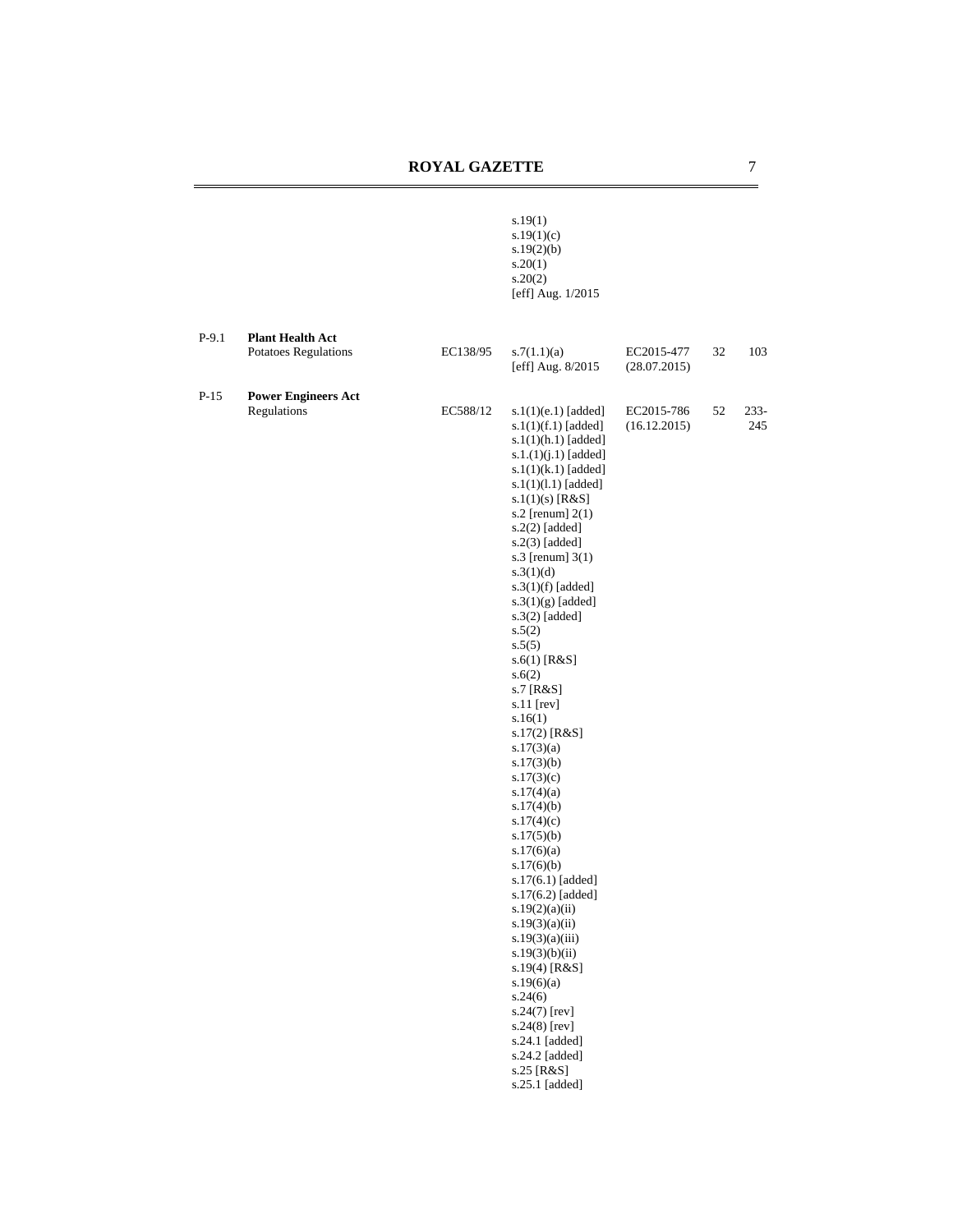| | | | | | | |
|---|---|---|---|---|---|---|
| | | | s.19(1)<br>s.19(1)(c)<br>s.19(2)(b)<br>s.20(1)<br>s.20(2)<br>[eff] Aug. 1/2015 | | | |
| P-9.1 | **Plant Health Act**<br>Potatoes Regulations | EC138/95 | s.7(1.1)(a)<br>[eff] Aug. 8/2015 | EC2015-477<br>(28.07.2015) | 32 | 103 |
| P-15 | **Power Engineers Act**<br>Regulations | EC588/12 | s.1(1)(e.1) [added]<br>s.1(1)(f.1) [added]<br>s.1(1)(h.1) [added]<br>s.1.(1)(j.1) [added]<br>s.1(1)(k.1) [added]<br>s.1(1)(l.1) [added]<br>s.1(1)(s) [R&S]<br>s.2 [renum] 2(1)<br>s.2(2) [added]<br>s.2(3) [added]<br>s.3 [renum] 3(1)<br>s.3(1)(d)<br>s.3(1)(f) [added]<br>s.3(1)(g) [added]<br>s.3(2) [added]<br>s.5(2)<br>s.5(5)<br>s.6(1) [R&S]<br>s.6(2)<br>s.7 [R&S]<br>s.11 [rev]<br>s.16(1)<br>s.17(2) [R&S]<br>s.17(3)(a)<br>s.17(3)(b)<br>s.17(3)(c)<br>s.17(4)(a)<br>s.17(4)(b)<br>s.17(4)(c)<br>s.17(5)(b)<br>s.17(6)(a)<br>s.17(6)(b)<br>s.17(6.1) [added]<br>s.17(6.2) [added]<br>s.19(2)(a)(ii)<br>s.19(3)(a)(ii)<br>s.19(3)(a)(iii)<br>s.19(3)(b)(ii)<br>s.19(4) [R&S]<br>s.19(6)(a)<br>s.24(6)<br>s.24(7) [rev]<br>s.24(8) [rev]<br>s.24.1 [added]<br>s.24.2 [added]<br>s.25 [R&S]<br>s.25.1 [added] | EC2015-786<br>(16.12.2015) | 52 | 233-245 |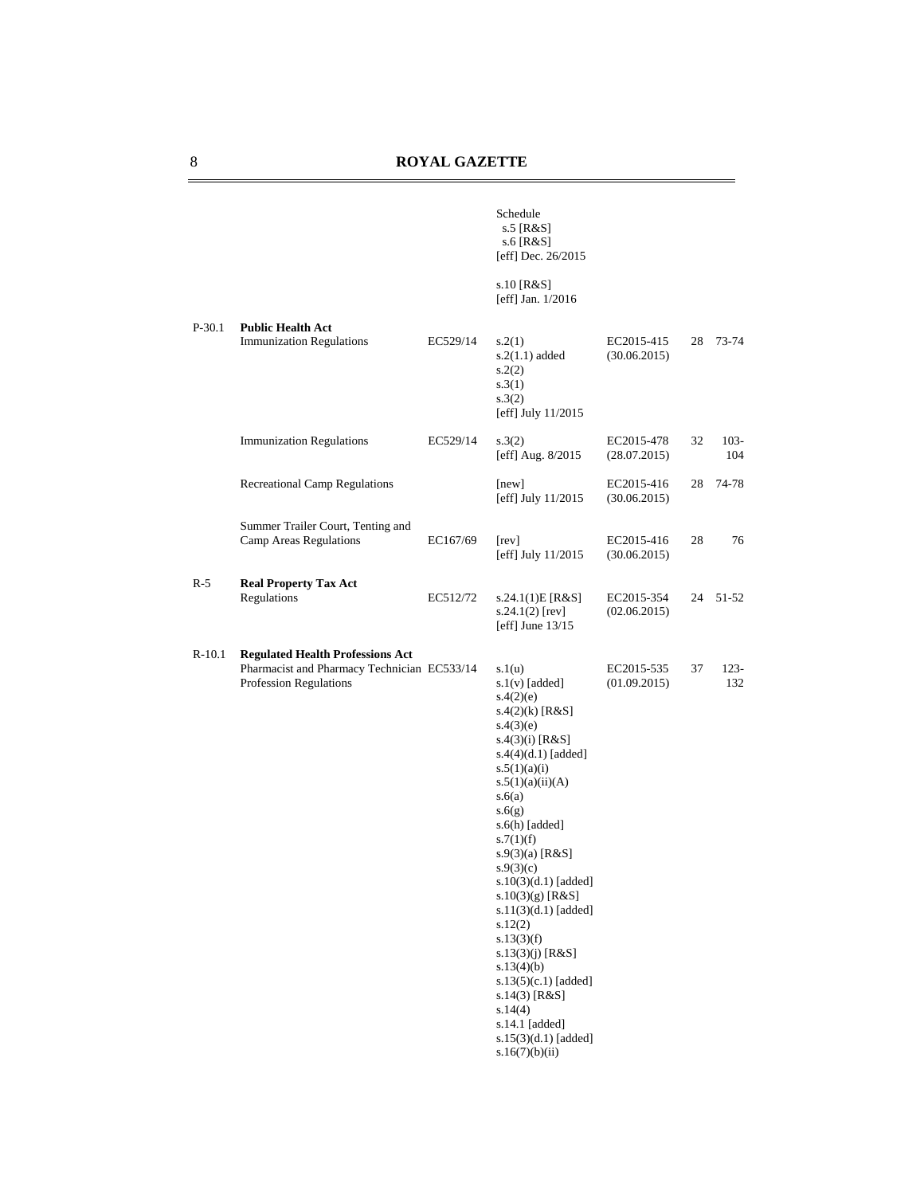| | | | | | | |
|---|---|---|---|---|---|---|
| | | | Schedule<br>s.5 [R&S]<br>s.6 [R&S]<br>[eff] Dec. 26/2015<br><br>s.10 [R&S]<br>[eff] Jan. 1/2016 | | | |
| P-30.1 | **Public Health Act**<br>Immunization Regulations | EC529/14 | s.2(1)<br>s.2(1.1) added<br>s.2(2)<br>s.3(1)<br>s.3(2)<br>[eff] July 11/2015 | EC2015-415<br>(30.06.2015) | 28 | 73-74 |
| | Immunization Regulations | EC529/14 | s.3(2)<br>[eff] Aug. 8/2015 | EC2015-478<br>(28.07.2015) | 32 | 103-104 |
| | Recreational Camp Regulations | | [new]<br>[eff] July 11/2015 | EC2015-416<br>(30.06.2015) | 28 | 74-78 |
| | Summer Trailer Court, Tenting and Camp Areas Regulations | EC167/69 | [rev]<br>[eff] July 11/2015 | EC2015-416<br>(30.06.2015) | 28 | 76 |
| R-5 | **Real Property Tax Act**<br>Regulations | EC512/72 | s.24.1(1)E [R&S]<br>s.24.1(2) [rev]<br>[eff] June 13/15 | EC2015-354<br>(02.06.2015) | 24 | 51-52 |
| R-10.1 | **Regulated Health Professions Act**<br>Pharmacist and Pharmacy Technician Profession Regulations | EC533/14 | s.1(u)<br>s.1(v) [added]<br>s.4(2)(e)<br>s.4(2)(k) [R&S]<br>s.4(3)(e)<br>s.4(3)(i) [R&S]<br>s.4(4)(d.1) [added]<br>s.5(1)(a)(i)<br>s.5(1)(a)(ii)(A)<br>s.6(a)<br>s.6(g)<br>s.6(h) [added]<br>s.7(1)(f)<br>s.9(3)(a) [R&S]<br>s.9(3)(c)<br>s.10(3)(d.1) [added]<br>s.10(3)(g) [R&S]<br>s.11(3)(d.1) [added]<br>s.12(2)<br>s.13(3)(f)<br>s.13(3)(j) [R&S]<br>s.13(4)(b)<br>s.13(5)(c.1) [added]<br>s.14(3) [R&S]<br>s.14(4)<br>s.14.1 [added]<br>s.15(3)(d.1) [added]<br>s.16(7)(b)(ii) | EC2015-535<br>(01.09.2015) | 37 | 123-132 |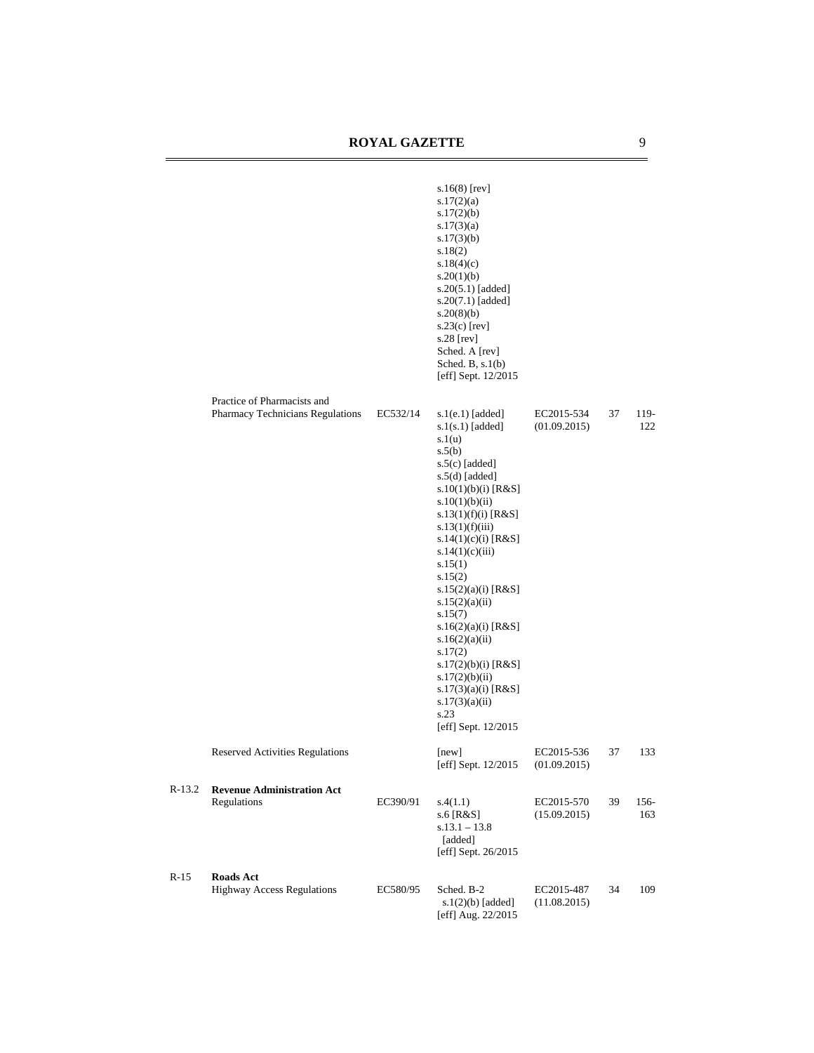| | | | | | | |
|---|---|---|---|---|---|---|
| | | | s.16(8) [rev]<br>s.17(2)(a)<br>s.17(2)(b)<br>s.17(3)(a)<br>s.17(3)(b)<br>s.18(2)<br>s.18(4)(c)<br>s.20(1)(b)<br>s.20(5.1) [added]<br>s.20(7.1) [added]<br>s.20(8)(b)<br>s.23(c) [rev]<br>s.28 [rev]<br>Sched. A [rev]<br>Sched. B, s.1(b)<br>[eff] Sept. 12/2015 | | | |
| | Practice of Pharmacists and Pharmacy Technicians Regulations | EC532/14 | s.1(e.1) [added]<br>s.1(s.1) [added]<br>s.1(u)<br>s.5(b)<br>s.5(c) [added]<br>s.5(d) [added]<br>s.10(1)(b)(i) [R&S]<br>s.10(1)(b)(ii)<br>s.13(1)(f)(i) [R&S]<br>s.13(1)(f)(iii)<br>s.14(1)(c)(i) [R&S]<br>s.14(1)(c)(iii)<br>s.15(1)<br>s.15(2)<br>s.15(2)(a)(i) [R&S]<br>s.15(2)(a)(ii)<br>s.15(7)<br>s.16(2)(a)(i) [R&S]<br>s.16(2)(a)(ii)<br>s.17(2)<br>s.17(2)(b)(i) [R&S]<br>s.17(2)(b)(ii)<br>s.17(3)(a)(i) [R&S]<br>s.17(3)(a)(ii)<br>s.23<br>[eff] Sept. 12/2015 | EC2015-534 (01.09.2015) | 37 | 119-122 |
| | Reserved Activities Regulations | | [new]<br>[eff] Sept. 12/2015 | EC2015-536 (01.09.2015) | 37 | 133 |
| R-13.2 | **Revenue Administration Act**<br>Regulations | EC390/91 | s.4(1.1)<br>s.6 [R&S]<br>s.13.1 – 13.8 [added]<br>[eff] Sept. 26/2015 | EC2015-570 (15.09.2015) | 39 | 156-163 |
| R-15 | **Roads Act**<br>Highway Access Regulations | EC580/95 | Sched. B-2 s.1(2)(b) [added]<br>[eff] Aug. 22/2015 | EC2015-487 (11.08.2015) | 34 | 109 |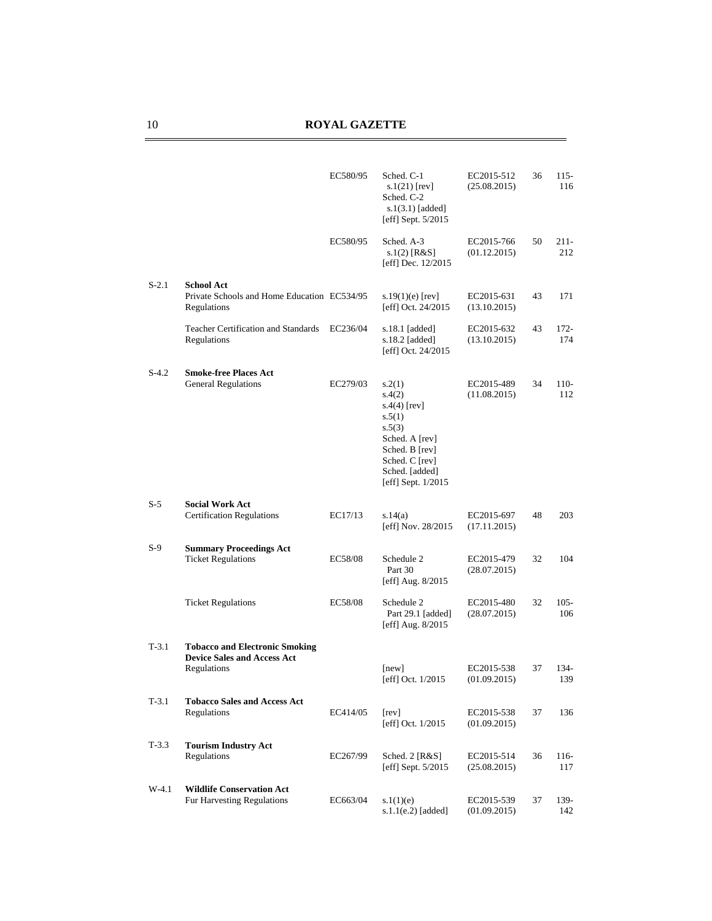| | | | | | | |
|---|---|---|---|---|---|---|
| | | EC580/95 | Sched. C-1<br>s.1(21) [rev]<br>Sched. C-2<br>s.1(3.1) [added]<br>[eff] Sept. 5/2015 | EC2015-512<br>(25.08.2015) | 36 | 115-116 |
| | | EC580/95 | Sched. A-3<br>s.1(2) [R&S]<br>[eff] Dec. 12/2015 | EC2015-766<br>(01.12.2015) | 50 | 211-212 |
| S-2.1 | **School Act**<br>Private Schools and Home Education Regulations | EC534/95 | s.19(1)(e) [rev]<br>[eff] Oct. 24/2015 | EC2015-631<br>(13.10.2015) | 43 | 171 |
| | Teacher Certification and Standards Regulations | EC236/04 | s.18.1 [added]<br>s.18.2 [added]<br>[eff] Oct. 24/2015 | EC2015-632<br>(13.10.2015) | 43 | 172-174 |
| S-4.2 | **Smoke-free Places Act**<br>General Regulations | EC279/03 | s.2(1)<br>s.4(2)<br>s.4(4) [rev]<br>s.5(1)<br>s.5(3)<br>Sched. A [rev]<br>Sched. B [rev]<br>Sched. C [rev]<br>Sched. [added]<br>[eff] Sept. 1/2015 | EC2015-489<br>(11.08.2015) | 34 | 110-112 |
| S-5 | **Social Work Act**<br>Certification Regulations | EC17/13 | s.14(a)<br>[eff] Nov. 28/2015 | EC2015-697<br>(17.11.2015) | 48 | 203 |
| S-9 | **Summary Proceedings Act**<br>Ticket Regulations | EC58/08 | Schedule 2<br>Part 30<br>[eff] Aug. 8/2015 | EC2015-479<br>(28.07.2015) | 32 | 104 |
| | Ticket Regulations | EC58/08 | Schedule 2<br>Part 29.1 [added]<br>[eff] Aug. 8/2015 | EC2015-480<br>(28.07.2015) | 32 | 105-106 |
| T-3.1 | **Tobacco and Electronic Smoking Device Sales and Access Act**<br>Regulations | | [new]<br>[eff] Oct. 1/2015 | EC2015-538<br>(01.09.2015) | 37 | 134-139 |
| T-3.1 | **Tobacco Sales and Access Act**<br>Regulations | EC414/05 | [rev]<br>[eff] Oct. 1/2015 | EC2015-538<br>(01.09.2015) | 37 | 136 |
| T-3.3 | **Tourism Industry Act**<br>Regulations | EC267/99 | Sched. 2 [R&S]<br>[eff] Sept. 5/2015 | EC2015-514<br>(25.08.2015) | 36 | 116-117 |
| W-4.1 | **Wildlife Conservation Act**<br>Fur Harvesting Regulations | EC663/04 | s.1(1)(e)<br>s.1.1(e.2) [added] | EC2015-539<br>(01.09.2015) | 37 | 139-142 |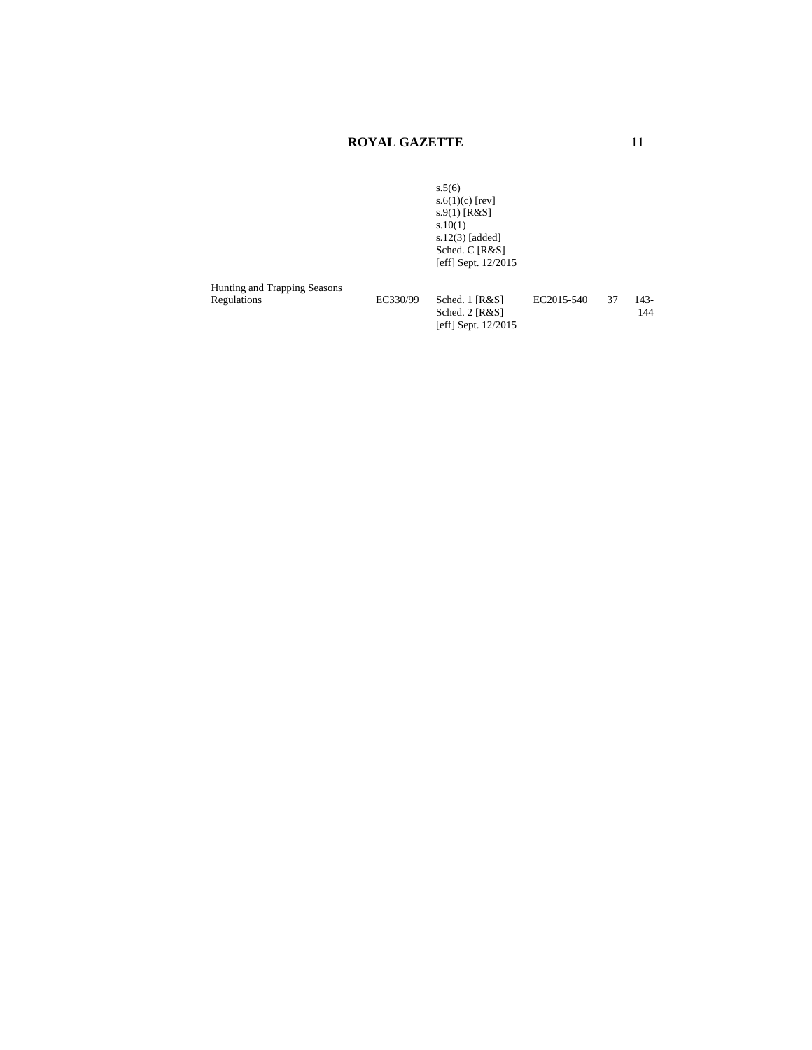| | | | | | |
|---|---|---|---|---|---|
| | | s.5(6)<br>s.6(1)(c) [rev]<br>s.9(1) [R&S]<br>s.10(1)<br>s.12(3) [added]<br>Sched. C [R&S]<br>[eff] Sept. 12/2015 | | | |
| Hunting and Trapping Seasons Regulations | EC330/99 | Sched. 1 [R&S]<br>Sched. 2 [R&S]<br>[eff] Sept. 12/2015 | EC2015-540 | 37 | 143-144 |